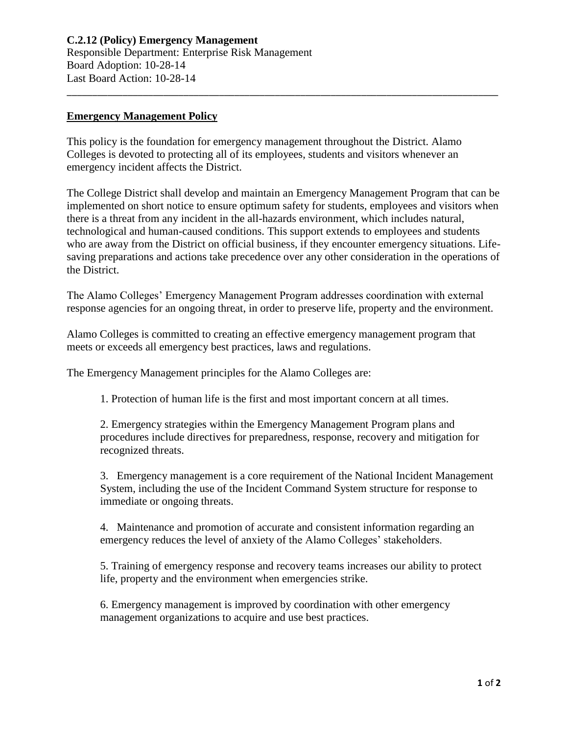**C.2.12 (Policy) Emergency Management**
Responsible Department: Enterprise Risk Management
Board Adoption: 10-28-14
Last Board Action: 10-28-14

---

## Emergency Management Policy

This policy is the foundation for emergency management throughout the District. Alamo Colleges is devoted to protecting all of its employees, students and visitors whenever an emergency incident affects the District.

The College District shall develop and maintain an Emergency Management Program that can be implemented on short notice to ensure optimum safety for students, employees and visitors when there is a threat from any incident in the all-hazards environment, which includes natural, technological and human-caused conditions. This support extends to employees and students who are away from the District on official business, if they encounter emergency situations. Life-saving preparations and actions take precedence over any other consideration in the operations of the District.

The Alamo Colleges' Emergency Management Program addresses coordination with external response agencies for an ongoing threat, in order to preserve life, property and the environment.

Alamo Colleges is committed to creating an effective emergency management program that meets or exceeds all emergency best practices, laws and regulations.

The Emergency Management principles for the Alamo Colleges are:

1. Protection of human life is the first and most important concern at all times.

2. Emergency strategies within the Emergency Management Program plans and procedures include directives for preparedness, response, recovery and mitigation for recognized threats.

3. Emergency management is a core requirement of the National Incident Management System, including the use of the Incident Command System structure for response to immediate or ongoing threats.

4. Maintenance and promotion of accurate and consistent information regarding an emergency reduces the level of anxiety of the Alamo Colleges' stakeholders.

5. Training of emergency response and recovery teams increases our ability to protect life, property and the environment when emergencies strike.

6. Emergency management is improved by coordination with other emergency management organizations to acquire and use best practices.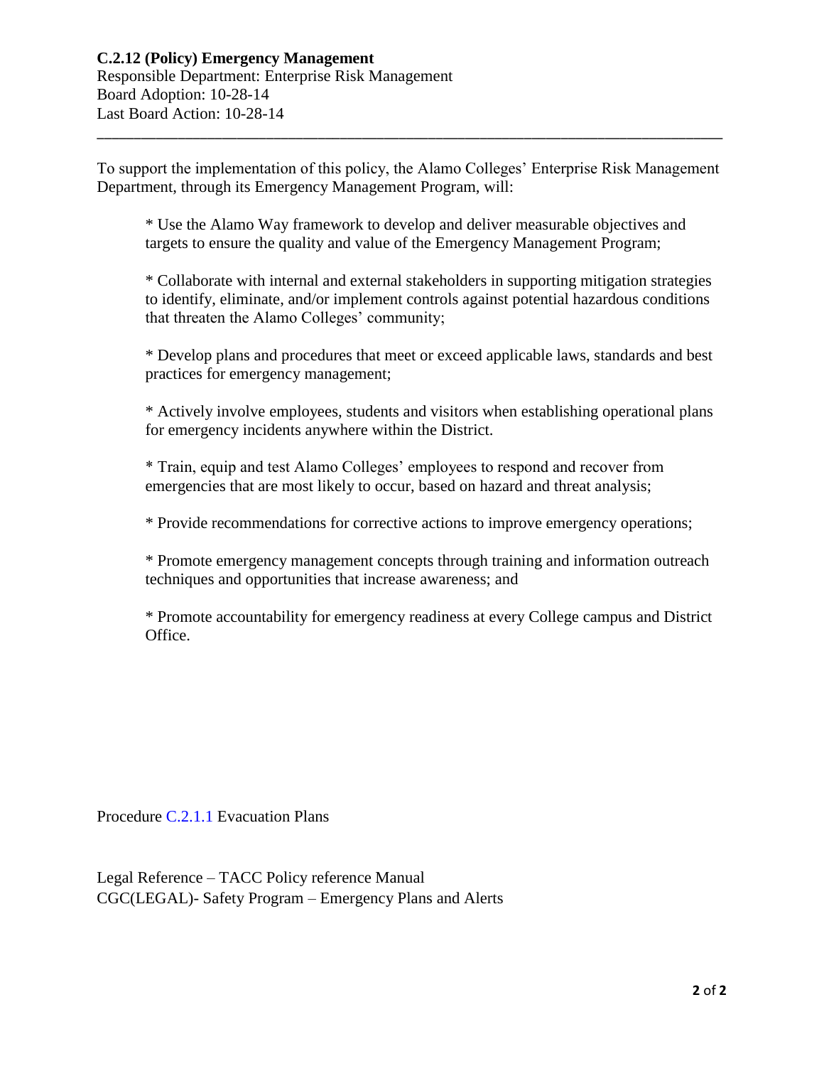**C.2.12 (Policy) Emergency Management**
Responsible Department: Enterprise Risk Management
Board Adoption: 10-28-14
Last Board Action: 10-28-14

---

To support the implementation of this policy, the Alamo Colleges' Enterprise Risk Management Department, through its Emergency Management Program, will:

* Use the Alamo Way framework to develop and deliver measurable objectives and targets to ensure the quality and value of the Emergency Management Program;

* Collaborate with internal and external stakeholders in supporting mitigation strategies to identify, eliminate, and/or implement controls against potential hazardous conditions that threaten the Alamo Colleges' community;

* Develop plans and procedures that meet or exceed applicable laws, standards and best practices for emergency management;

* Actively involve employees, students and visitors when establishing operational plans for emergency incidents anywhere within the District.

* Train, equip and test Alamo Colleges' employees to respond and recover from emergencies that are most likely to occur, based on hazard and threat analysis;

* Provide recommendations for corrective actions to improve emergency operations;

* Promote emergency management concepts through training and information outreach techniques and opportunities that increase awareness; and

* Promote accountability for emergency readiness at every College campus and District Office.

Procedure C.2.1.1 Evacuation Plans

Legal Reference – TACC Policy reference Manual
CGC(LEGAL)- Safety Program – Emergency Plans and Alerts